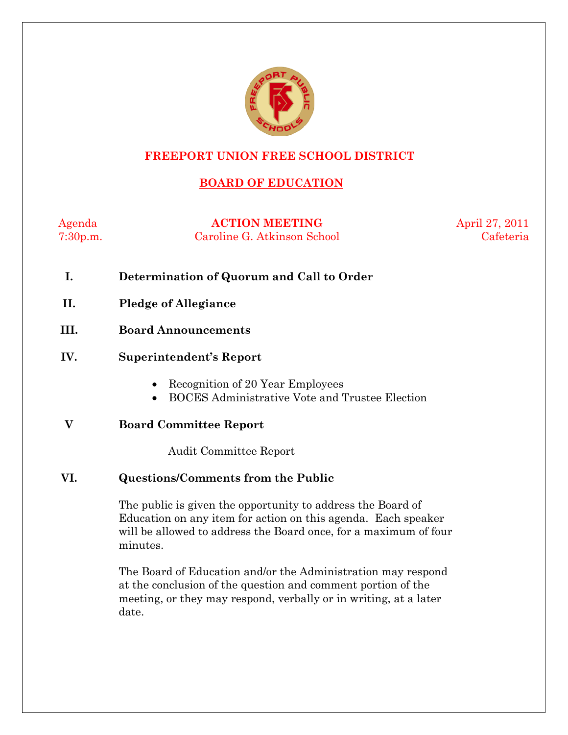# FREEPORT UNION FREE SCHOOL DISTRICT

## BOARD OF EDUCATION

Agenda
7:30p.m.

**ACTION MEETING**
Caroline G. Atkinson School

April 27, 2011
Cafeteria

**I. Determination of Quorum and Call to Order**

**II. Pledge of Allegiance**

**III. Board Announcements**

**IV. Superintendent's Report**

- Recognition of 20 Year Employees
- BOCES Administrative Vote and Trustee Election

**V Board Committee Report**

Audit Committee Report

**VI. Questions/Comments from the Public**

The public is given the opportunity to address the Board of Education on any item for action on this agenda. Each speaker will be allowed to address the Board once, for a maximum of four minutes.

The Board of Education and/or the Administration may respond at the conclusion of the question and comment portion of the meeting, or they may respond, verbally or in writing, at a later date.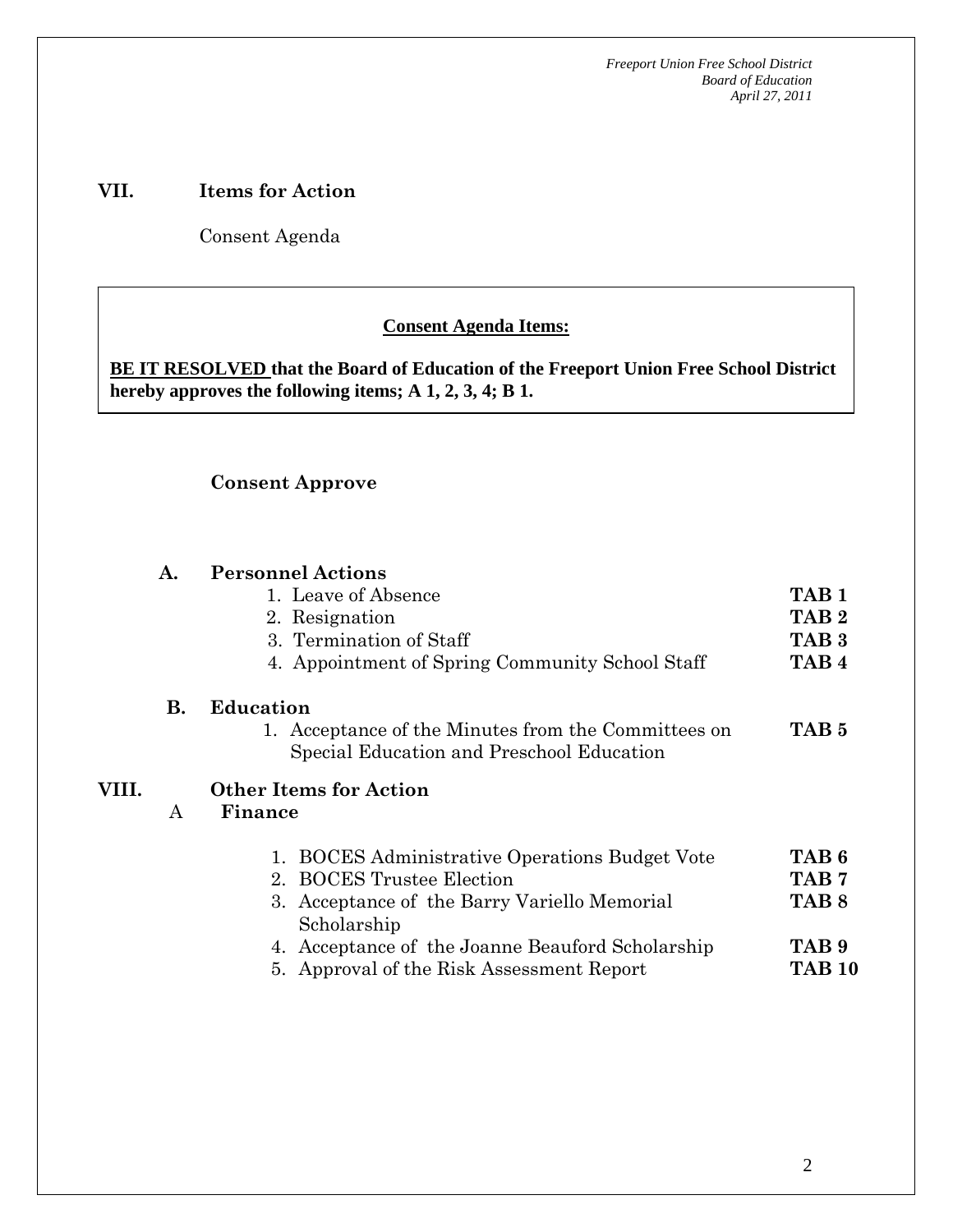## VII. Items for Action

Consent Agenda

**Consent Agenda Items:**

**BE IT RESOLVED that the Board of Education of the Freeport Union Free School District hereby approves the following items; A 1, 2, 3, 4; B 1.**

### Consent Approve

**A. Personnel Actions**

| | |
|---|---|
| 1. Leave of Absence | **TAB 1** |
| 2. Resignation | **TAB 2** |
| 3. Termination of Staff | **TAB 3** |
| 4. Appointment of Spring Community School Staff | **TAB 4** |

**B. Education**

| | |
|---|---|
| 1. Acceptance of the Minutes from the Committees on Special Education and Preschool Education | **TAB 5** |

## VIII. Other Items for Action

**A Finance**

| | |
|---|---|
| 1. BOCES Administrative Operations Budget Vote | **TAB 6** |
| 2. BOCES Trustee Election | **TAB 7** |
| 3. Acceptance of the Barry Variello Memorial Scholarship | **TAB 8** |
| 4. Acceptance of the Joanne Beauford Scholarship | **TAB 9** |
| 5. Approval of the Risk Assessment Report | **TAB 10** |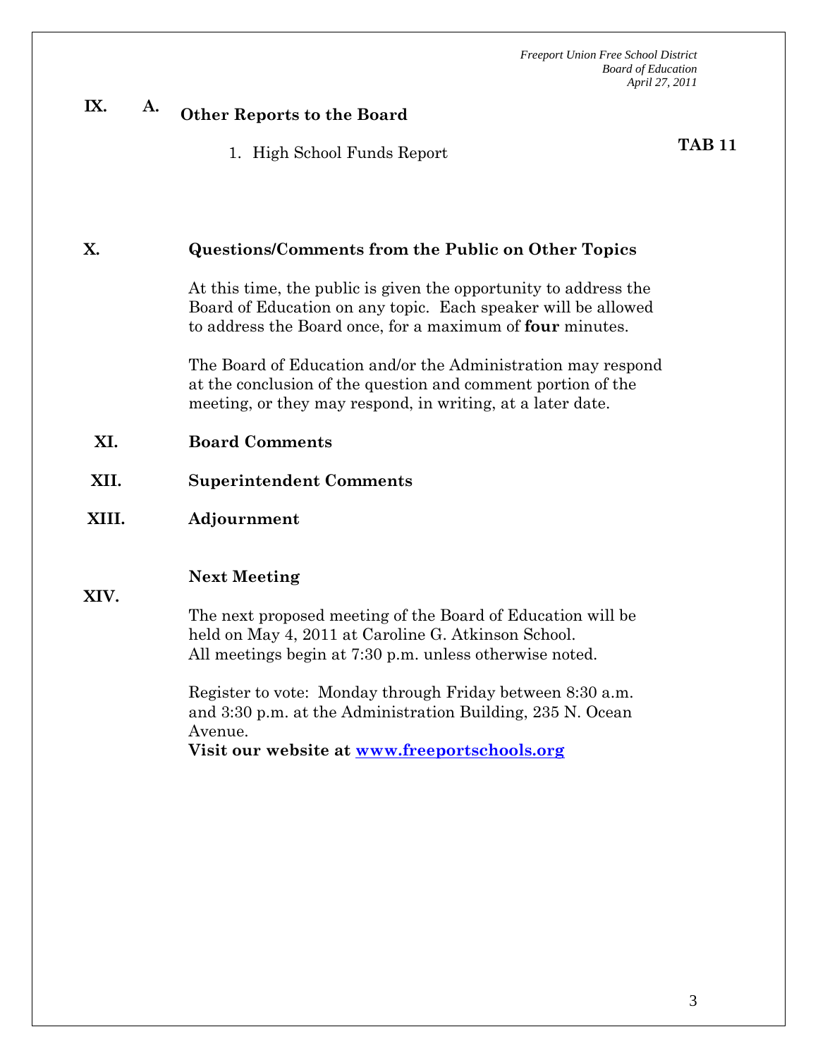## IX. A. Other Reports to the Board

1. High School Funds Report **TAB 11**

## X. Questions/Comments from the Public on Other Topics

At this time, the public is given the opportunity to address the Board of Education on any topic. Each speaker will be allowed to address the Board once, for a maximum of **four** minutes.

The Board of Education and/or the Administration may respond at the conclusion of the question and comment portion of the meeting, or they may respond, in writing, at a later date.

## XI. Board Comments

## XII. Superintendent Comments

## XIII. Adjournment

## XIV. Next Meeting

The next proposed meeting of the Board of Education will be held on May 4, 2011 at Caroline G. Atkinson School.
All meetings begin at 7:30 p.m. unless otherwise noted.

Register to vote: Monday through Friday between 8:30 a.m. and 3:30 p.m. at the Administration Building, 235 N. Ocean Avenue.
**Visit our website at www.freeportschools.org**